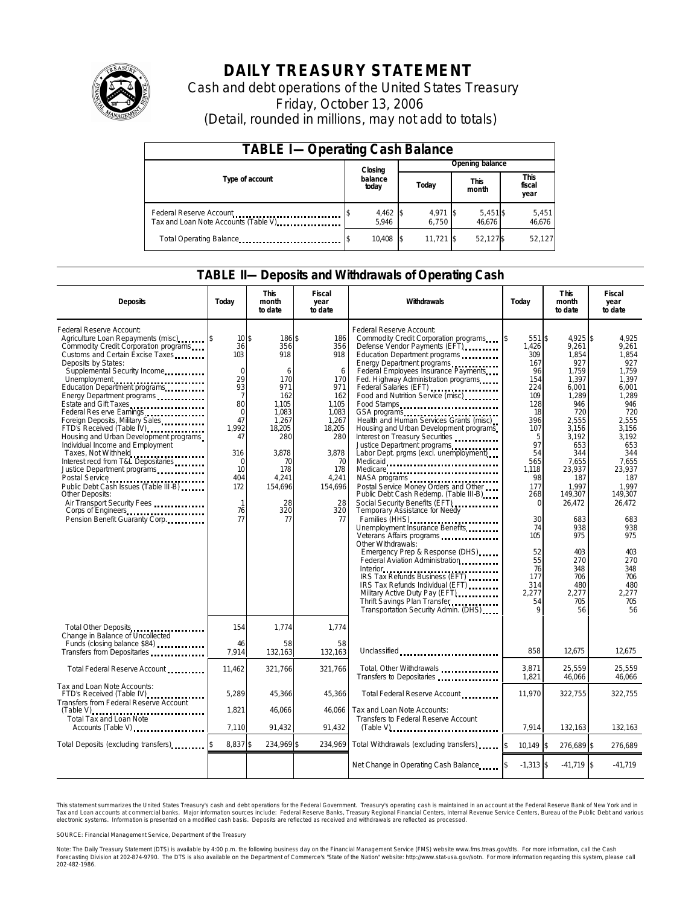# DAILY TREASURY STATEMENT

Cash and debt operations of the United States Treasury

Friday, October 13, 2006

(Detail, rounded in millions, may not add to totals)

## TABLE I—Operating Cash Balance

| Type of account | Closing balance today | Opening balance Today | Opening balance This month | Opening balance This fiscal year |
|---|---|---|---|---|
| Federal Reserve Account | $ 4,462 | $ 4,971 | $ 5,451 | $ 5,451 |
| Tax and Loan Note Accounts (Table V) | 5,946 | 6,750 | 46,676 | 46,676 |
| Total Operating Balance | $ 10,408 | $ 11,721 | $ 52,127 | $ 52,127 |

## TABLE II—Deposits and Withdrawals of Operating Cash

| Deposits | Today | This month to date | Fiscal year to date | Withdrawals | Today | This month to date | Fiscal year to date |
|---|---|---|---|---|---|---|---|
| Federal Reserve Account: | | | | Federal Reserve Account: | | | |
| Agriculture Loan Repayments (misc) | $ 10 | $ 186 | $ 186 | Commodity Credit Corporation programs | $ 551 | $ 4,925 | $ 4,925 |
| Commodity Credit Corporation programs | 36 | 356 | 356 | Defense Vendor Payments (EFT) | 1,426 | 9,261 | 9,261 |
| Customs and Certain Excise Taxes | 103 | 918 | 918 | Education Department programs | 309 | 1,854 | 1,854 |
| Deposits by States: | | | | Energy Department programs | 167 | 927 | 927 |
| Supplemental Security Income | 0 | 6 | 6 | Federal Employees Insurance Payments | 96 | 1,759 | 1,759 |
| Unemployment | 29 | 170 | 170 | Fed. Highway Administration programs | 154 | 1,397 | 1,397 |
| Education Department programs | 93 | 971 | 971 | Federal Salaries (EFT) | 224 | 6,001 | 6,001 |
| Energy Department programs | 7 | 162 | 162 | Food and Nutrition Service (misc) | 109 | 1,289 | 1,289 |
| Estate and Gift Taxes | 80 | 1,105 | 1,105 | Food Stamps | 128 | 946 | 946 |
| Federal Reserve Earnings | 0 | 1,083 | 1,083 | GSA programs | 18 | 720 | 720 |
| Foreign Deposits, Military Sales | 47 | 1,267 | 1,267 | Health and Human Services Grants (misc) | 396 | 2,555 | 2,555 |
| FTD's Received (Table IV) | 1,992 | 18,205 | 18,205 | Housing and Urban Development programs | 107 | 3,156 | 3,156 |
| Housing and Urban Development programs | 47 | 280 | 280 | Interest on Treasury Securities | 5 | 3,192 | 3,192 |
| Individual Income and Employment Taxes, Not Withheld | 316 | 3,878 | 3,878 | Justice Department programs | 97 | 653 | 653 |
| Interest recd from T&L Depositaries | 0 | 70 | 70 | Labor Dept. prgms (excl. unemployment) | 54 | 344 | 344 |
| Justice Department programs | 10 | 178 | 178 | Medicaid | 565 | 7,655 | 7,655 |
| Postal Service | 404 | 4,241 | 4,241 | Medicare | 1,118 | 23,937 | 23,937 |
| Public Debt Cash Issues (Table III-B) | 172 | 154,696 | 154,696 | NASA programs | 98 | 187 | 187 |
| Other Deposits: | | | | Postal Service Money Orders and Other | 177 | 1,997 | 1,997 |
| Air Transport Security Fees | 1 | 28 | 28 | Public Debt Cash Redemp. (Table III-B) | 268 | 149,307 | 149,307 |
| Corps of Engineers | 76 | 320 | 320 | Social Security Benefits (EFT) | 0 | 26,472 | 26,472 |
| Pension Benefit Guaranty Corp. | 77 | 77 | 77 | Temporary Assistance for Needy Families (HHS) | 30 | 683 | 683 |
| | | | | Unemployment Insurance Benefits | 74 | 938 | 938 |
| | | | | Veterans Affairs programs | 105 | 975 | 975 |
| | | | | Other Withdrawals: | | | |
| | | | | Emergency Prep & Response (DHS) | 52 | 403 | 403 |
| | | | | Federal Aviation Administration | 55 | 270 | 270 |
| | | | | Interior | 76 | 348 | 348 |
| | | | | IRS Tax Refunds Business (EFT) | 177 | 706 | 706 |
| | | | | IRS Tax Refunds Individual (EFT) | 314 | 480 | 480 |
| | | | | Military Active Duty Pay (EFT) | 2,277 | 2,277 | 2,277 |
| | | | | Thrift Savings Plan Transfer | 54 | 705 | 705 |
| | | | | Transportation Security Admin. (DHS) | 9 | 56 | 56 |
| Total Other Deposits | 154 | 1,774 | 1,774 | | | | |
| Change in Balance of Uncollected Funds (closing balance $84) | 46 | 58 | 58 | | | | |
| Transfers from Depositaries | 7,914 | 132,163 | 132,163 | Unclassified | 858 | 12,675 | 12,675 |
| Total Federal Reserve Account | 11,462 | 321,766 | 321,766 | Total, Other Withdrawals | 3,871 | 25,559 | 25,559 |
| | | | | Transfers to Depositaries | 1,821 | 46,066 | 46,066 |
| Tax and Loan Note Accounts: | | | | | | | |
| FTD's Received (Table IV) | 5,289 | 45,366 | 45,366 | Total Federal Reserve Account | 11,970 | 322,755 | 322,755 |
| Transfers from Federal Reserve Account (Table V) | 1,821 | 46,066 | 46,066 | Tax and Loan Note Accounts: | | | |
| Total Tax and Loan Note Accounts (Table V) | 7,110 | 91,432 | 91,432 | Transfers to Federal Reserve Account (Table V) | 7,914 | 132,163 | 132,163 |
| Total Deposits (excluding transfers) | $ 8,837 | $ 234,969 | $ 234,969 | Total Withdrawals (excluding transfers) | $ 10,149 | $ 276,689 | $ 276,689 |
| | | | | Net Change in Operating Cash Balance | $ -1,313 | $ -41,719 | $ -41,719 |

This statement summarizes the United States Treasury's cash and debt operations for the Federal Government. Treasury's operating cash is maintained in an account at the Federal Reserve Bank of New York and in Tax and Loan accounts at commercial banks. Major information sources include: Federal Reserve Banks, Treasury Regional Financial Centers, Internal Revenue Service Centers, Bureau of the Public Debt and various electronic systems. Information is presented on a modified cash basis. Deposits are reflected as received and withdrawals are reflected as processed.

SOURCE: Financial Management Service, Department of the Treasury

Note: The Daily Treasury Statement (DTS) is available by 4:00 p.m. the following business day on the Financial Management Service (FMS) website www.fms.treas.gov/dts. For more information, call the Cash Forecasting Division at 202-874-9790. The DTS is also available on the Department of Commerce's "State of the Nation" website: http://www.stat-usa.gov/sotn. For more information regarding this system, please call 202-482-1986.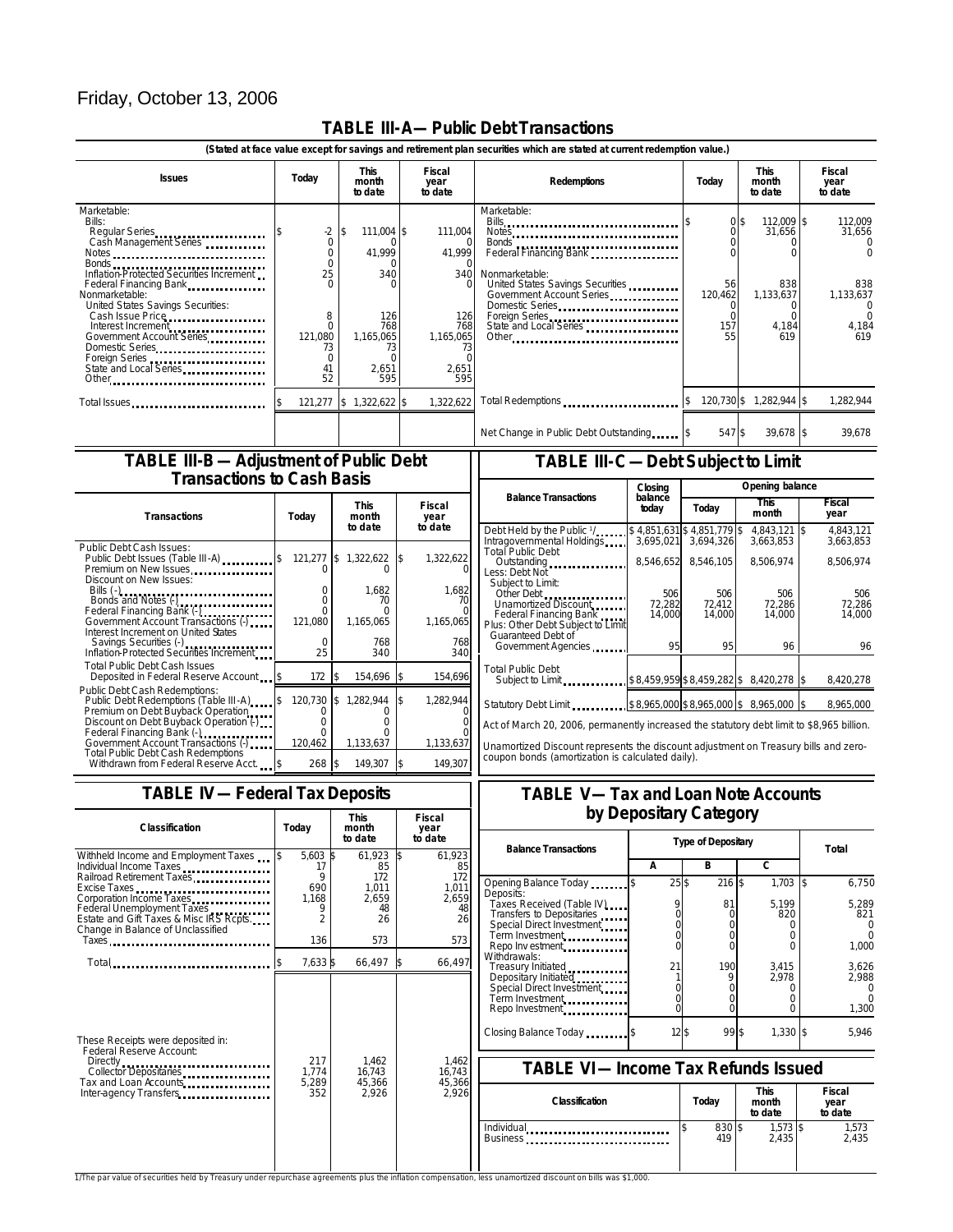Friday, October 13, 2006

## TABLE III-A— Public Debt Transactions

(Stated at face value except for savings and retirement plan securities which are stated at current redemption value.)

| Issues | Today | This month to date | Fiscal year to date | Redemptions | Today | This month to date | Fiscal year to date |
|---|---|---|---|---|---|---|---|
| Marketable: | | | | Marketable: | | | |
| Bills: | | | | Bills | $ 0 | $ 112,009 | $ 112,009 |
| Regular Series | $ -2 | $ 111,004 | $ 111,004 | Notes | 0 | 31,656 | 31,656 |
| Cash Management Series | 0 | 0 | 0 | Bonds | 0 | 0 | 0 |
| Notes | 0 | 41,999 | 41,999 | Federal Financing Bank | 0 | 0 | 0 |
| Bonds | 0 | 0 | 0 | | | | |
| Inflation-Protected Securities Increment | 25 | 340 | 340 | Nonmarketable: | | | |
| Federal Financing Bank | 0 | 0 | 0 | United States Savings Securities | 56 | 838 | 838 |
| Nonmarketable: | | | | Government Account Series | 120,462 | 1,133,637 | 1,133,637 |
| United States Savings Securities: | | | | Domestic Series | 0 | 0 | 0 |
| Cash Issue Price | 8 | 126 | 126 | Foreign Series | 0 | 0 | 0 |
| Interest Increment | 0 | 768 | 768 | State and Local Series | 157 | 4,184 | 4,184 |
| Government Account Series | 121,080 | 1,165,065 | 1,165,065 | Other | 55 | 619 | 619 |
| Domestic Series | 73 | 73 | 73 | | | | |
| Foreign Series | 0 | 0 | 0 | | | | |
| State and Local Series | 41 | 2,651 | 2,651 | | | | |
| Other | 52 | 595 | 595 | | | | |
| Total Issues | $ 121,277 | $ 1,322,622 | $ 1,322,622 | Total Redemptions | $ 120,730 | $ 1,282,944 | $ 1,282,944 |
| | | | | Net Change in Public Debt Outstanding | $ 547 | $ 39,678 | $ 39,678 |

## TABLE III-B — Adjustment of Public Debt Transactions to Cash Basis

| Transactions | Today | This month to date | Fiscal year to date |
|---|---|---|---|
| Public Debt Cash Issues: | | | |
| Public Debt Issues (Table III-A) | $ 121,277 | $ 1,322,622 | $ 1,322,622 |
| Premium on New Issues | 0 | 0 | 0 |
| Discount on New Issues: | | | |
| Bills (-) | 0 | 1,682 | 1,682 |
| Bonds and Notes (-) | 0 | 70 | 70 |
| Federal Financing Bank (-) | 0 | 0 | 0 |
| Government Account Transactions (-) | 121,080 | 1,165,065 | 1,165,065 |
| Interest Increment on United States Savings Securities (-) | 0 | 768 | 768 |
| Inflation-Protected Securities Increment | 25 | 340 | 340 |
| Total Public Debt Cash Issues Deposited in Federal Reserve Account | $ 172 | $ 154,696 | $ 154,696 |
| Public Debt Cash Redemptions: | | | |
| Public Debt Redemptions (Table III-A) | $ 120,730 | $ 1,282,944 | $ 1,282,944 |
| Premium on Debt Buyback Operation | 0 | 0 | 0 |
| Discount on Debt Buyback Operation (-) | 0 | 0 | 0 |
| Federal Financing Bank (-) | 0 | 0 | 0 |
| Government Account Transactions (-) | 120,462 | 1,133,637 | 1,133,637 |
| Total Public Debt Cash Redemptions Withdrawn from Federal Reserve Acct. | $ 268 | $ 149,307 | $ 149,307 |

## TABLE III-C — Debt Subject to Limit

| Balance Transactions | Closing balance today | Opening balance Today | Opening balance This month | Opening balance Fiscal year |
|---|---|---|---|---|
| Debt Held by the Public [1] | $ 4,851,631 | $ 4,851,779 | $ 4,843,121 | $ 4,843,121 |
| Intragovernmental Holdings | 3,695,021 | 3,694,326 | 3,663,853 | 3,663,853 |
| Total Public Debt Outstanding | 8,546,652 | 8,546,105 | 8,506,974 | 8,506,974 |
| Less: Debt Not Subject to Limit: | | | | |
| Other Debt | 506 | 506 | 506 | 506 |
| Unamortized Discount | 72,282 | 72,412 | 72,286 | 72,286 |
| Federal Financing Bank | 14,000 | 14,000 | 14,000 | 14,000 |
| Plus: Other Debt Subject to Limit | | | | |
| Guaranteed Debt of Government Agencies | 95 | 95 | 96 | 96 |
| Total Public Debt Subject to Limit | $ 8,459,959 | $ 8,459,282 | $ 8,420,278 | $ 8,420,278 |
| Statutory Debt Limit | $ 8,965,000 | $ 8,965,000 | $ 8,965,000 | $ 8,965,000 |

Act of March 20, 2006, permanently increased the statutory debt limit to $8,965 billion.

Unamortized Discount represents the discount adjustment on Treasury bills and zero-coupon bonds (amortization is calculated daily).

## TABLE IV — Federal Tax Deposits

| Classification | Today | This month to date | Fiscal year to date |
|---|---|---|---|
| Withheld Income and Employment Taxes | $ 5,603 | $ 61,923 | $ 61,923 |
| Individual Income Taxes | 17 | 85 | 85 |
| Railroad Retirement Taxes | 9 | 172 | 172 |
| Excise Taxes | 690 | 1,011 | 1,011 |
| Corporation Income Taxes | 1,168 | 2,659 | 2,659 |
| Federal Unemployment Taxes | 9 | 48 | 48 |
| Estate and Gift Taxes & Misc IRS Rcpts. | 2 | 26 | 26 |
| Change in Balance of Unclassified Taxes | 136 | 573 | 573 |
| Total | $ 7,633 | $ 66,497 | $ 66,497 |
| These Receipts were deposited in: | | | |
| Federal Reserve Account: | | | |
| Directly | 217 | 1,462 | 1,462 |
| Collector Depositaries | 1,774 | 16,743 | 16,743 |
| Tax and Loan Accounts | 5,289 | 45,366 | 45,366 |
| Inter-agency Transfers | 352 | 2,926 | 2,926 |

## TABLE V— Tax and Loan Note Accounts by Depositary Category

| Balance Transactions | Type of Depositary A | Type of Depositary B | Type of Depositary C | Total |
|---|---|---|---|---|
| Opening Balance Today | $ 25 | $ 216 | $ 1,703 | $ 6,750 |
| Deposits: | | | | |
| Taxes Received (Table IV) | 9 | 81 | 5,199 | 5,289 |
| Transfers to Depositaries | 0 | 0 | 820 | 821 |
| Special Direct Investment | 0 | 0 | 0 | 0 |
| Term Investment | 0 | 0 | 0 | 0 |
| Repo Investment | 0 | 0 | 0 | 1,000 |
| Withdrawals: | | | | |
| Treasury Initiated | 21 | 190 | 3,415 | 3,626 |
| Depositary Initiated | 1 | 9 | 2,978 | 2,988 |
| Special Direct Investment | 0 | 0 | 0 | 0 |
| Term Investment | 0 | 0 | 0 | 0 |
| Repo Investment | 0 | 0 | 0 | 1,300 |
| Closing Balance Today | $ 12 | $ 99 | $ 1,330 | $ 5,946 |

## TABLE VI— Income Tax Refunds Issued

| Classification | Today | This month to date | Fiscal year to date |
|---|---|---|---|
| Individual | $ 830 | $ 1,573 | $ 1,573 |
| Business | 419 | 2,435 | 2,435 |

1/The par value of securities held by Treasury under repurchase agreements plus the inflation compensation, less unamortized discount on bills was $1,000.